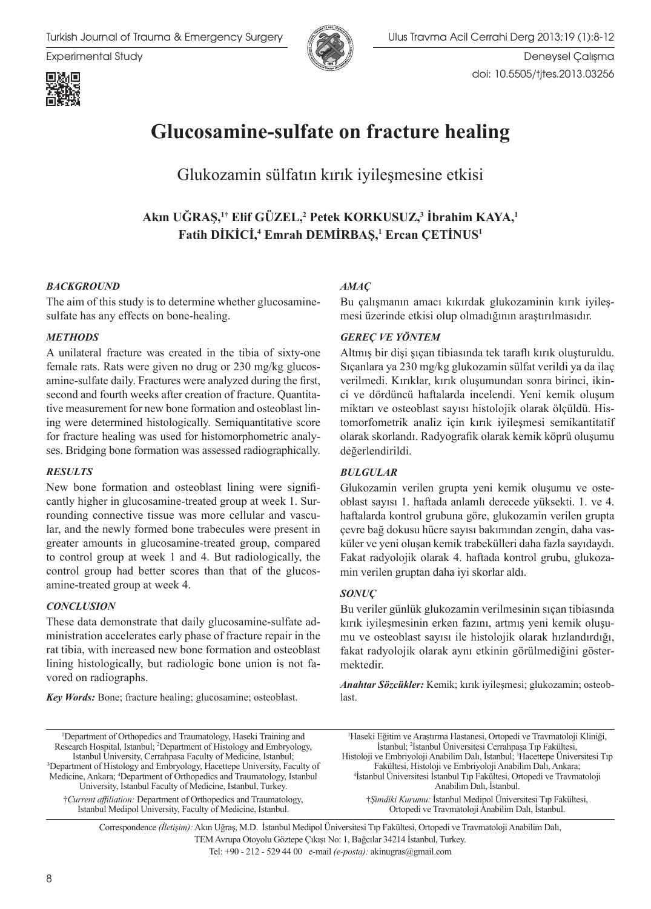# Glucosamine-sulfate on fracture healing

## Glukozamin sülfatın kırık iyileşmesine etkisi

**Akın UĞRAŞ,[1†] Elif GÜZEL,[2] Petek KORKUSUZ,[3] İbrahim KAYA,[1] Fatih DİKİCİ,[4] Emrah DEMİRBAŞ,[1] Ercan ÇETİNUS[1]**

### *BACKGROUND*

The aim of this study is to determine whether glucosamine-sulfate has any effects on bone-healing.

### *METHODS*

A unilateral fracture was created in the tibia of sixty-one female rats. Rats were given no drug or 230 mg/kg glucosamine-sulfate daily. Fractures were analyzed during the first, second and fourth weeks after creation of fracture. Quantitative measurement for new bone formation and osteoblast lining were determined histologically. Semiquantitative score for fracture healing was used for histomorphometric analyses. Bridging bone formation was assessed radiographically.

### *RESULTS*

New bone formation and osteoblast lining were significantly higher in glucosamine-treated group at week 1. Surrounding connective tissue was more cellular and vascular, and the newly formed bone trabecules were present in greater amounts in glucosamine-treated group, compared to control group at week 1 and 4. But radiologically, the control group had better scores than that of the glucosamine-treated group at week 4.

### *CONCLUSION*

These data demonstrate that daily glucosamine-sulfate administration accelerates early phase of fracture repair in the rat tibia, with increased new bone formation and osteoblast lining histologically, but radiologic bone union is not favored on radiographs.

***Key Words:*** Bone; fracture healing; glucosamine; osteoblast.

### *AMAÇ*

Bu çalışmanın amacı kıkırdak glukozaminin kırık iyileşmesi üzerinde etkisi olup olmadığının araştırılmasıdır.

### *GEREÇ VE YÖNTEM*

Altmış bir dişi şıçan tibiasında tek taraflı kırık oluşturuldu. Sıçanlara ya 230 mg/kg glukozamin sülfat verildi ya da ilaç verilmedi. Kırıklar, kırık oluşumundan sonra birinci, ikinci ve dördüncü haftalarda incelendi. Yeni kemik oluşum miktarı ve osteoblast sayısı histolojik olarak ölçüldü. Histomorfometrik analiz için kırık iyileşmesi semikantitatif olarak skorlandı. Radyografik olarak kemik köprü oluşumu değerlendirildi.

### *BULGULAR*

Glukozamin verilen grupta yeni kemik oluşumu ve osteoblast sayısı 1. haftada anlamlı derecede yüksekti. 1. ve 4. haftalarda kontrol grubuna göre, glukozamin verilen grupta çevre bağ dokusu hücre sayısı bakımından zengin, daha vasküler ve yeni oluşan kemik trabekülleri daha fazla sayıdaydı. Fakat radyolojik olarak 4. haftada kontrol grubu, glukozamin verilen gruptan daha iyi skorlar aldı.

### *SONUÇ*

Bu veriler günlük glukozamin verilmesinin sıçan tibiasında kırık iyileşmesinin erken fazını, artmış yeni kemik oluşumu ve osteoblast sayısı ile histolojik olarak hızlandırdığı, fakat radyolojik olarak aynı etkinin görülmediğini göstermektedir.

***Anahtar Sözcükler:*** Kemik; kırık iyileşmesi; glukozamin; osteoblast.

---

[1]Department of Orthopedics and Traumatology, Haseki Training and Research Hospital, Istanbul; [2]Department of Histology and Embryology, Istanbul University, Cerrahpasa Faculty of Medicine, Istanbul; [3]Department of Histology and Embryology, Hacettepe University, Faculty of Medicine, Ankara; [4]Department of Orthopedics and Traumatology, Istanbul University, Istanbul Faculty of Medicine, Istanbul, Turkey.

†*Current affiliation:* Department of Orthopedics and Traumatology, Istanbul Medipol University, Faculty of Medicine, Istanbul.

[1]Haseki Eğitim ve Araştırma Hastanesi, Ortopedi ve Travmatoloji Kliniği, İstanbul; [2]İstanbul Üniversitesi Cerrahpaşa Tıp Fakültesi, Histoloji ve Embriyoloji Anabilim Dalı, İstanbul; [3]Hacettepe Üniversitesi Tıp Fakültesi, Histoloji ve Embriyoloji Anabilim Dalı, Ankara; [4]İstanbul Üniversitesi İstanbul Tıp Fakültesi, Ortopedi ve Travmatoloji Anabilim Dalı, İstanbul.

†*Şimdiki Kurumu:* İstanbul Medipol Üniversitesi Tıp Fakültesi, Ortopedi ve Travmatoloji Anabilim Dalı, İstanbul.

Correspondence *(İletişim):* Akın Uğraş, M.D. İstanbul Medipol Üniversitesi Tıp Fakültesi, Ortopedi ve Travmatoloji Anabilim Dalı, TEM Avrupa Otoyolu Göztepe Çıkışı No: 1, Bağcılar 34214 İstanbul, Turkey.
Tel: +90 - 212 - 529 44 00 e-mail *(e-posta):* akinugras@gmail.com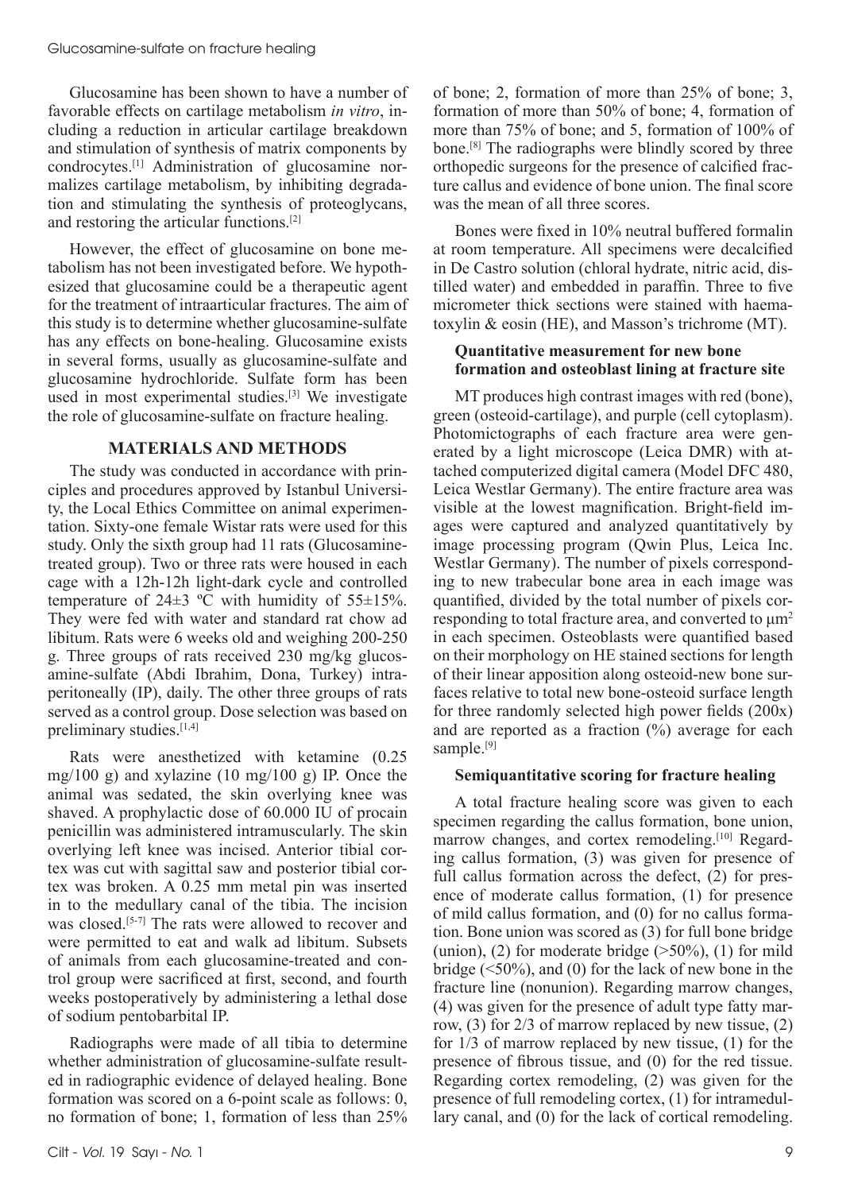Glucosamine has been shown to have a number of favorable effects on cartilage metabolism *in vitro*, including a reduction in articular cartilage breakdown and stimulation of synthesis of matrix components by condrocytes.[1] Administration of glucosamine normalizes cartilage metabolism, by inhibiting degradation and stimulating the synthesis of proteoglycans, and restoring the articular functions.[2]

However, the effect of glucosamine on bone metabolism has not been investigated before. We hypothesized that glucosamine could be a therapeutic agent for the treatment of intraarticular fractures. The aim of this study is to determine whether glucosamine-sulfate has any effects on bone-healing. Glucosamine exists in several forms, usually as glucosamine-sulfate and glucosamine hydrochloride. Sulfate form has been used in most experimental studies.[3] We investigate the role of glucosamine-sulfate on fracture healing.

## MATERIALS AND METHODS

The study was conducted in accordance with principles and procedures approved by Istanbul University, the Local Ethics Committee on animal experimentation. Sixty-one female Wistar rats were used for this study. Only the sixth group had 11 rats (Glucosamine-treated group). Two or three rats were housed in each cage with a 12h-12h light-dark cycle and controlled temperature of 24±3 ºC with humidity of 55±15%. They were fed with water and standard rat chow ad libitum. Rats were 6 weeks old and weighing 200-250 g. Three groups of rats received 230 mg/kg glucosamine-sulfate (Abdi Ibrahim, Dona, Turkey) intraperitoneally (IP), daily. The other three groups of rats served as a control group. Dose selection was based on preliminary studies.[1,4]

Rats were anesthetized with ketamine (0.25 mg/100 g) and xylazine (10 mg/100 g) IP. Once the animal was sedated, the skin overlying knee was shaved. A prophylactic dose of 60.000 IU of procain penicillin was administered intramuscularly. The skin overlying left knee was incised. Anterior tibial cortex was cut with sagittal saw and posterior tibial cortex was broken. A 0.25 mm metal pin was inserted in to the medullary canal of the tibia. The incision was closed.[5-7] The rats were allowed to recover and were permitted to eat and walk ad libitum. Subsets of animals from each glucosamine-treated and control group were sacrificed at first, second, and fourth weeks postoperatively by administering a lethal dose of sodium pentobarbital IP.

Radiographs were made of all tibia to determine whether administration of glucosamine-sulfate resulted in radiographic evidence of delayed healing. Bone formation was scored on a 6-point scale as follows: 0, no formation of bone; 1, formation of less than 25% of bone; 2, formation of more than 25% of bone; 3, formation of more than 50% of bone; 4, formation of more than 75% of bone; and 5, formation of 100% of bone.[8] The radiographs were blindly scored by three orthopedic surgeons for the presence of calcified fracture callus and evidence of bone union. The final score was the mean of all three scores.

Bones were fixed in 10% neutral buffered formalin at room temperature. All specimens were decalcified in De Castro solution (chloral hydrate, nitric acid, distilled water) and embedded in paraffin. Three to five micrometer thick sections were stained with haematoxylin & eosin (HE), and Masson's trichrome (MT).

### Quantitative measurement for new bone formation and osteoblast lining at fracture site

MT produces high contrast images with red (bone), green (osteoid-cartilage), and purple (cell cytoplasm). Photomictographs of each fracture area were generated by a light microscope (Leica DMR) with attached computerized digital camera (Model DFC 480, Leica Westlar Germany). The entire fracture area was visible at the lowest magnification. Bright-field images were captured and analyzed quantitatively by image processing program (Qwin Plus, Leica Inc. Westlar Germany). The number of pixels corresponding to new trabecular bone area in each image was quantified, divided by the total number of pixels corresponding to total fracture area, and converted to $\mu m^2$ in each specimen. Osteoblasts were quantified based on their morphology on HE stained sections for length of their linear apposition along osteoid-new bone surfaces relative to total new bone-osteoid surface length for three randomly selected high power fields (200x) and are reported as a fraction (%) average for each sample.[9]

### Semiquantitative scoring for fracture healing

A total fracture healing score was given to each specimen regarding the callus formation, bone union, marrow changes, and cortex remodeling.[10] Regarding callus formation, (3) was given for presence of full callus formation across the defect, (2) for presence of moderate callus formation, (1) for presence of mild callus formation, and (0) for no callus formation. Bone union was scored as (3) for full bone bridge (union), (2) for moderate bridge (>50%), (1) for mild bridge (<50%), and (0) for the lack of new bone in the fracture line (nonunion). Regarding marrow changes, (4) was given for the presence of adult type fatty marrow, (3) for 2/3 of marrow replaced by new tissue, (2) for 1/3 of marrow replaced by new tissue, (1) for the presence of fibrous tissue, and (0) for the red tissue. Regarding cortex remodeling, (2) was given for the presence of full remodeling cortex, (1) for intramedullary canal, and (0) for the lack of cortical remodeling.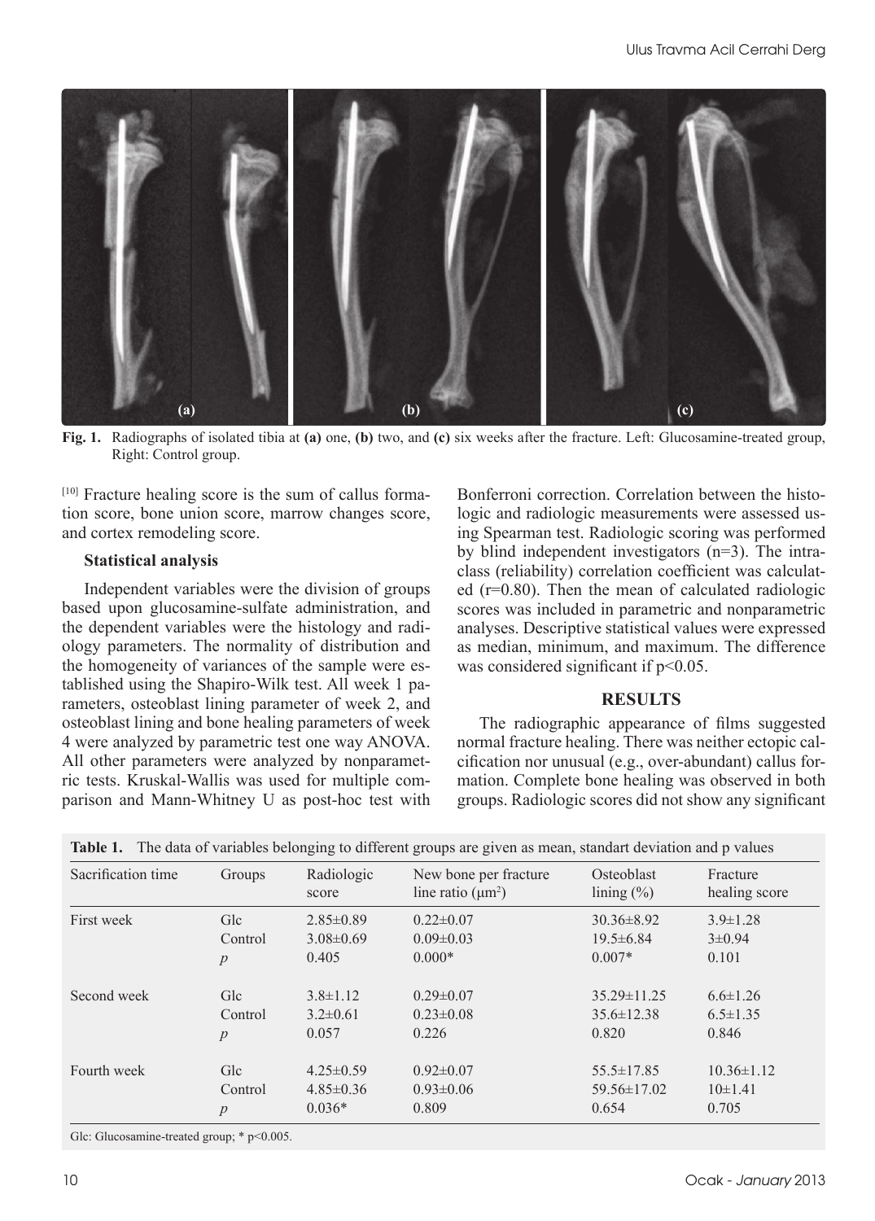Fig. 1. Radiographs of isolated tibia at **(a)** one, **(b)** two, and **(c)** six weeks after the fracture. Left: Glucosamine-treated group, Right: Control group.

[10] Fracture healing score is the sum of callus formation score, bone union score, marrow changes score, and cortex remodeling score.

### Statistical analysis

Independent variables were the division of groups based upon glucosamine-sulfate administration, and the dependent variables were the histology and radiology parameters. The normality of distribution and the homogeneity of variances of the sample were established using the Shapiro-Wilk test. All week 1 parameters, osteoblast lining parameter of week 2, and osteoblast lining and bone healing parameters of week 4 were analyzed by parametric test one way ANOVA. All other parameters were analyzed by nonparametric tests. Kruskal-Wallis was used for multiple comparison and Mann-Whitney U as post-hoc test with Bonferroni correction. Correlation between the histologic and radiologic measurements were assessed using Spearman test. Radiologic scoring was performed by blind independent investigators (n=3). The intraclass (reliability) correlation coefficient was calculated (r=0.80). Then the mean of calculated radiologic scores was included in parametric and nonparametric analyses. Descriptive statistical values were expressed as median, minimum, and maximum. The difference was considered significant if $p<0.05$.

## RESULTS

The radiographic appearance of films suggested normal fracture healing. There was neither ectopic calcification nor unusual (e.g., over-abundant) callus formation. Complete bone healing was observed in both groups. Radiologic scores did not show any significant

**Table 1.** The data of variables belonging to different groups are given as mean, standart deviation and p values

| Sacrification time | Groups | Radiologic score | New bone per fracture line ratio (µm²) | Osteoblast lining (%) | Fracture healing score |
|---|---|---|---|---|---|
| First week | Glc | 2.85±0.89 | 0.22±0.07 | 30.36±8.92 | 3.9±1.28 |
| | Control | 3.08±0.69 | 0.09±0.03 | 19.5±6.84 | 3±0.94 |
| | *p* | 0.405 | 0.000* | 0.007* | 0.101 |
| Second week | Glc | 3.8±1.12 | 0.29±0.07 | 35.29±11.25 | 6.6±1.26 |
| | Control | 3.2±0.61 | 0.23±0.08 | 35.6±12.38 | 6.5±1.35 |
| | *p* | 0.057 | 0.226 | 0.820 | 0.846 |
| Fourth week | Glc | 4.25±0.59 | 0.92±0.07 | 55.5±17.85 | 10.36±1.12 |
| | Control | 4.85±0.36 | 0.93±0.06 | 59.56±17.02 | 10±1.41 |
| | *p* | 0.036* | 0.809 | 0.654 | 0.705 |

Glc: Glucosamine-treated group; * $p<0.005$.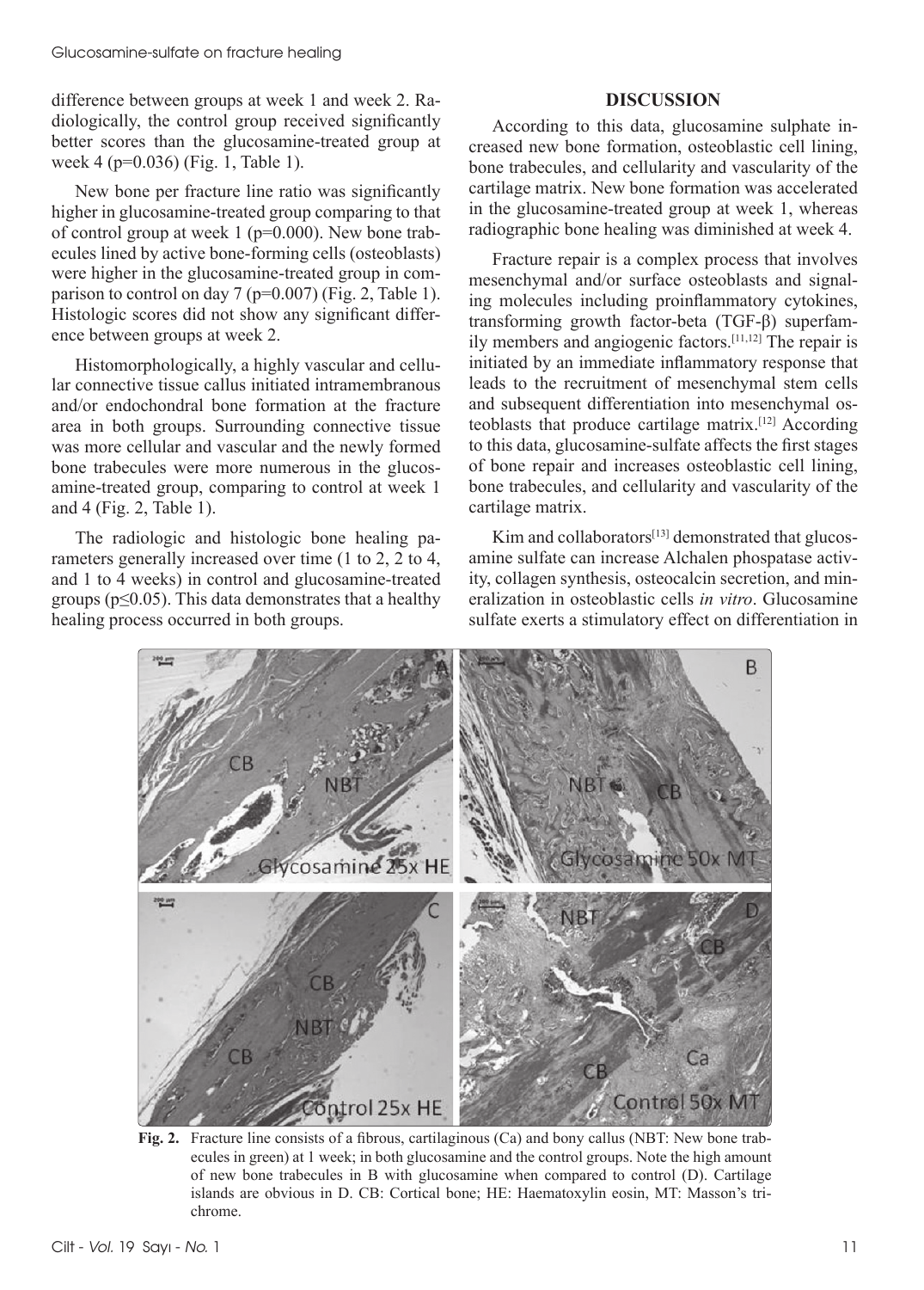difference between groups at week 1 and week 2. Radiologically, the control group received significantly better scores than the glucosamine-treated group at week 4 ($p=0.036$) (Fig. 1, Table 1).

New bone per fracture line ratio was significantly higher in glucosamine-treated group comparing to that of control group at week 1 ($p=0.000$). New bone trabecules lined by active bone-forming cells (osteoblasts) were higher in the glucosamine-treated group in comparison to control on day 7 ($p=0.007$) (Fig. 2, Table 1). Histologic scores did not show any significant difference between groups at week 2.

Histomorphologically, a highly vascular and cellular connective tissue callus initiated intramembranous and/or endochondral bone formation at the fracture area in both groups. Surrounding connective tissue was more cellular and vascular and the newly formed bone trabecules were more numerous in the glucosamine-treated group, comparing to control at week 1 and 4 (Fig. 2, Table 1).

The radiologic and histologic bone healing parameters generally increased over time (1 to 2, 2 to 4, and 1 to 4 weeks) in control and glucosamine-treated groups ($p \leq 0.05$). This data demonstrates that a healthy healing process occurred in both groups.

## DISCUSSION

According to this data, glucosamine sulphate increased new bone formation, osteoblastic cell lining, bone trabecules, and cellularity and vascularity of the cartilage matrix. New bone formation was accelerated in the glucosamine-treated group at week 1, whereas radiographic bone healing was diminished at week 4.

Fracture repair is a complex process that involves mesenchymal and/or surface osteoblasts and signaling molecules including proinflammatory cytokines, transforming growth factor-beta (TGF-β) superfamily members and angiogenic factors.[11,12] The repair is initiated by an immediate inflammatory response that leads to the recruitment of mesenchymal stem cells and subsequent differentiation into mesenchymal osteoblasts that produce cartilage matrix.[12] According to this data, glucosamine-sulfate affects the first stages of bone repair and increases osteoblastic cell lining, bone trabecules, and cellularity and vascularity of the cartilage matrix.

Kim and collaborators[13] demonstrated that glucosamine sulfate can increase Alchalen phospatase activity, collagen synthesis, osteocalcin secretion, and mineralization in osteoblastic cells *in vitro*. Glucosamine sulfate exerts a stimulatory effect on differentiation in

**Fig. 2.** Fracture line consists of a fibrous, cartilaginous (Ca) and bony callus (NBT: New bone trabecules in green) at 1 week; in both glucosamine and the control groups. Note the high amount of new bone trabecules in B with glucosamine when compared to control (D). Cartilage islands are obvious in D. CB: Cortical bone; HE: Haematoxylin eosin, MT: Masson's trichrome.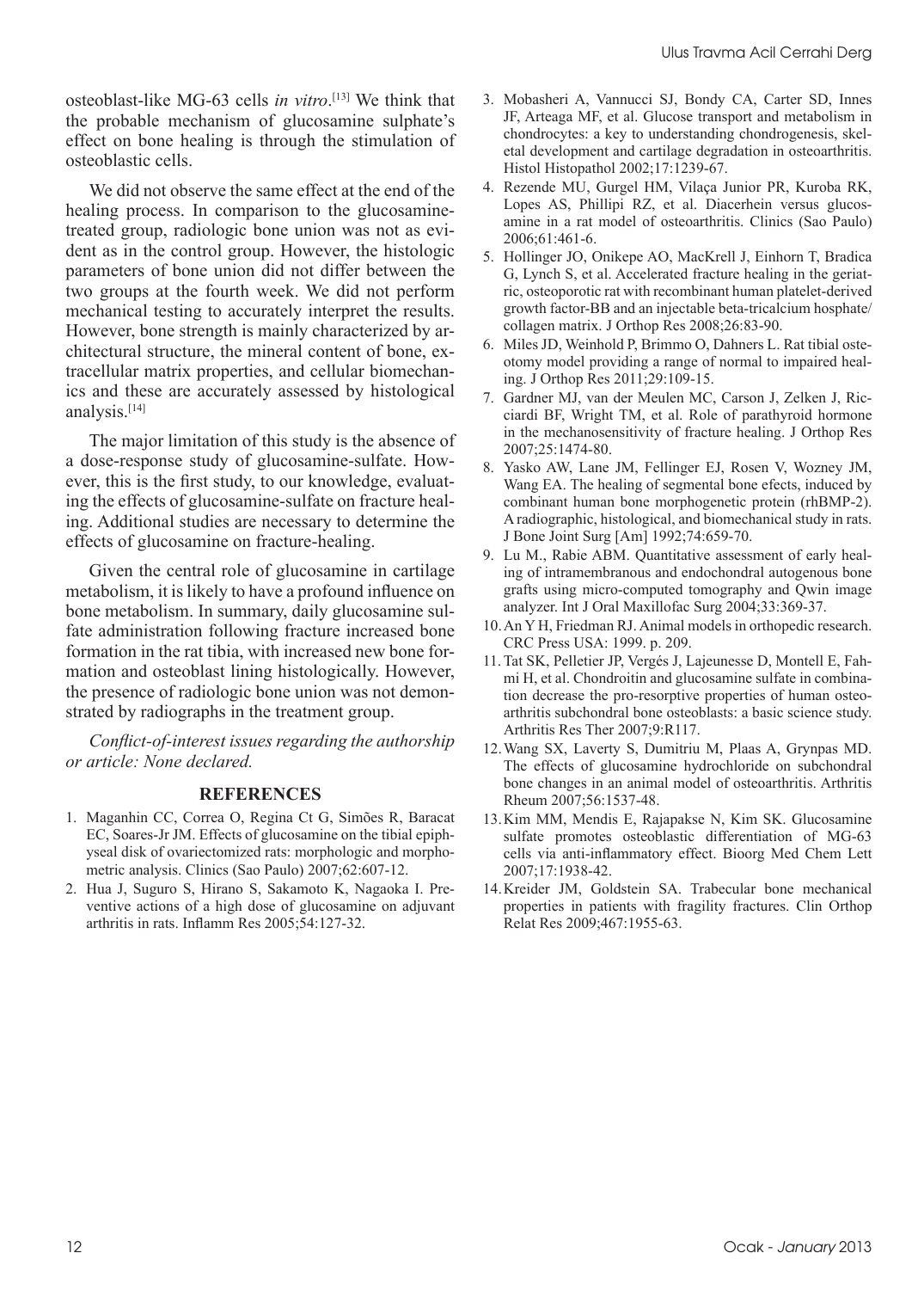osteoblast-like MG-63 cells *in vitro*.[13] We think that the probable mechanism of glucosamine sulphate's effect on bone healing is through the stimulation of osteoblastic cells.

We did not observe the same effect at the end of the healing process. In comparison to the glucosamine-treated group, radiologic bone union was not as evident as in the control group. However, the histologic parameters of bone union did not differ between the two groups at the fourth week. We did not perform mechanical testing to accurately interpret the results. However, bone strength is mainly characterized by architectural structure, the mineral content of bone, extracellular matrix properties, and cellular biomechanics and these are accurately assessed by histological analysis.[14]

The major limitation of this study is the absence of a dose-response study of glucosamine-sulfate. However, this is the first study, to our knowledge, evaluating the effects of glucosamine-sulfate on fracture healing. Additional studies are necessary to determine the effects of glucosamine on fracture-healing.

Given the central role of glucosamine in cartilage metabolism, it is likely to have a profound influence on bone metabolism. In summary, daily glucosamine sulfate administration following fracture increased bone formation in the rat tibia, with increased new bone formation and osteoblast lining histologically. However, the presence of radiologic bone union was not demonstrated by radiographs in the treatment group.

*Conflict-of-interest issues regarding the authorship or article: None declared.*

## REFERENCES

1. Maganhin CC, Correa O, Regina Ct G, Simões R, Baracat EC, Soares-Jr JM. Effects of glucosamine on the tibial epiphyseal disk of ovariectomized rats: morphologic and morphometric analysis. Clinics (Sao Paulo) 2007;62:607-12.
2. Hua J, Suguro S, Hirano S, Sakamoto K, Nagaoka I. Preventive actions of a high dose of glucosamine on adjuvant arthritis in rats. Inflamm Res 2005;54:127-32.
3. Mobasheri A, Vannucci SJ, Bondy CA, Carter SD, Innes JF, Arteaga MF, et al. Glucose transport and metabolism in chondrocytes: a key to understanding chondrogenesis, skeletal development and cartilage degradation in osteoarthritis. Histol Histopathol 2002;17:1239-67.
4. Rezende MU, Gurgel HM, Vilaça Junior PR, Kuroba RK, Lopes AS, Phillipi RZ, et al. Diacerhein versus glucosamine in a rat model of osteoarthritis. Clinics (Sao Paulo) 2006;61:461-6.
5. Hollinger JO, Onikepe AO, MacKrell J, Einhorn T, Bradica G, Lynch S, et al. Accelerated fracture healing in the geriatric, osteoporotic rat with recombinant human platelet-derived growth factor-BB and an injectable beta-tricalcium hosphate/collagen matrix. J Orthop Res 2008;26:83-90.
6. Miles JD, Weinhold P, Brimmo O, Dahners L. Rat tibial osteotomy model providing a range of normal to impaired healing. J Orthop Res 2011;29:109-15.
7. Gardner MJ, van der Meulen MC, Carson J, Zelken J, Ricciardi BF, Wright TM, et al. Role of parathyroid hormone in the mechanosensitivity of fracture healing. J Orthop Res 2007;25:1474-80.
8. Yasko AW, Lane JM, Fellinger EJ, Rosen V, Wozney JM, Wang EA. The healing of segmental bone efects, induced by combinant human bone morphogenetic protein (rhBMP-2). A radiographic, histological, and biomechanical study in rats. J Bone Joint Surg [Am] 1992;74:659-70.
9. Lu M., Rabie ABM. Quantitative assessment of early healing of intramembranous and endochondral autogenous bone grafts using micro-computed tomography and Qwin image analyzer. Int J Oral Maxillofac Surg 2004;33:369-37.
10. An Y H, Friedman RJ. Animal models in orthopedic research. CRC Press USA: 1999. p. 209.
11. Tat SK, Pelletier JP, Vergés J, Lajeunesse D, Montell E, Fahmi H, et al. Chondroitin and glucosamine sulfate in combination decrease the pro-resorptive properties of human osteoarthritis subchondral bone osteoblasts: a basic science study. Arthritis Res Ther 2007;9:R117.
12. Wang SX, Laverty S, Dumitriu M, Plaas A, Grynpas MD. The effects of glucosamine hydrochloride on subchondral bone changes in an animal model of osteoarthritis. Arthritis Rheum 2007;56:1537-48.
13. Kim MM, Mendis E, Rajapakse N, Kim SK. Glucosamine sulfate promotes osteoblastic differentiation of MG-63 cells via anti-inflammatory effect. Bioorg Med Chem Lett 2007;17:1938-42.
14. Kreider JM, Goldstein SA. Trabecular bone mechanical properties in patients with fragility fractures. Clin Orthop Relat Res 2009;467:1955-63.